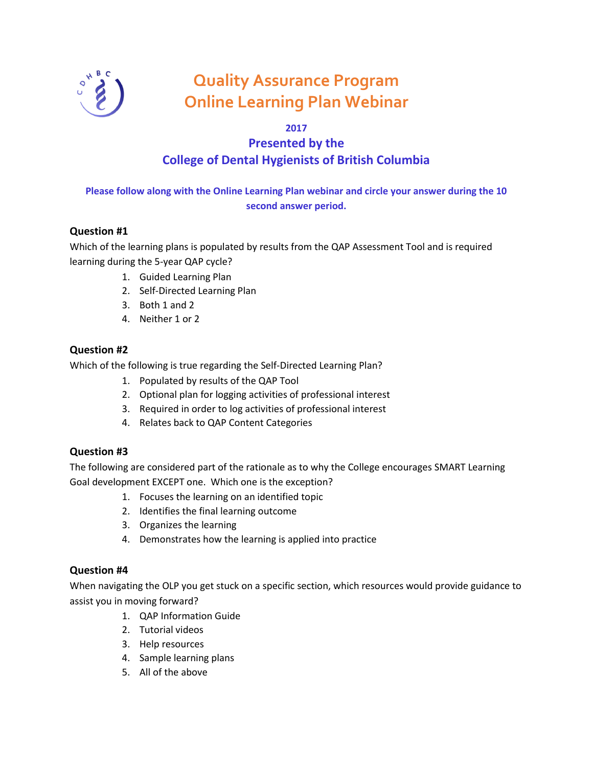# Quality Assurance Program
# Online Learning Plan Webinar

**2017**

**Presented by the**
**College of Dental Hygienists of British Columbia**

**Please follow along with the Online Learning Plan webinar and circle your answer during the 10 second answer period.**

### Question #1

Which of the learning plans is populated by results from the QAP Assessment Tool and is required learning during the 5-year QAP cycle?

1. Guided Learning Plan
2. Self-Directed Learning Plan
3. Both 1 and 2
4. Neither 1 or 2

### Question #2

Which of the following is true regarding the Self-Directed Learning Plan?

1. Populated by results of the QAP Tool
2. Optional plan for logging activities of professional interest
3. Required in order to log activities of professional interest
4. Relates back to QAP Content Categories

### Question #3

The following are considered part of the rationale as to why the College encourages SMART Learning Goal development EXCEPT one. Which one is the exception?

1. Focuses the learning on an identified topic
2. Identifies the final learning outcome
3. Organizes the learning
4. Demonstrates how the learning is applied into practice

### Question #4

When navigating the OLP you get stuck on a specific section, which resources would provide guidance to assist you in moving forward?

1. QAP Information Guide
2. Tutorial videos
3. Help resources
4. Sample learning plans
5. All of the above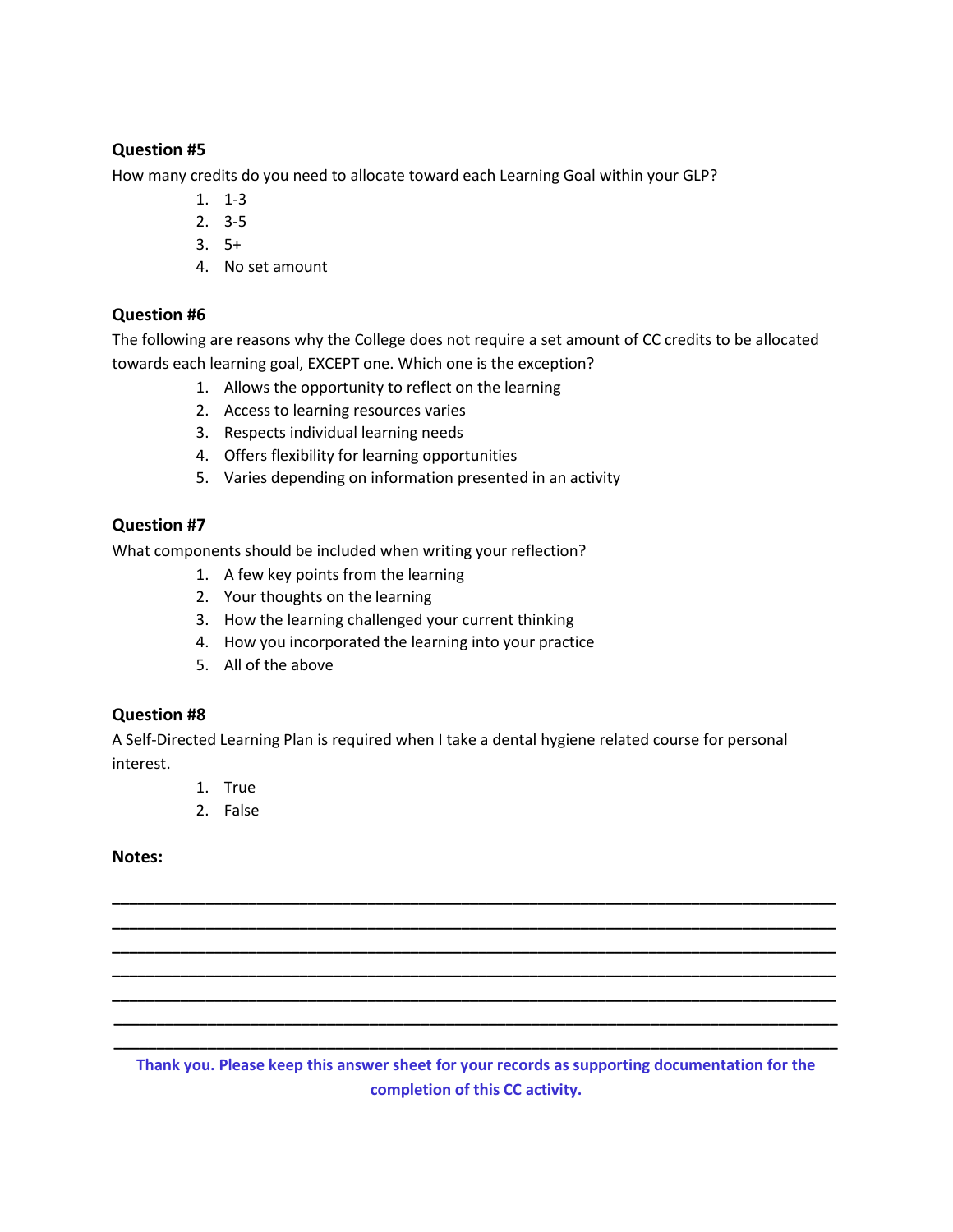**Question #5**

How many credits do you need to allocate toward each Learning Goal within your GLP?

1. 1-3
2. 3-5
3. 5+
4. No set amount

**Question #6**

The following are reasons why the College does not require a set amount of CC credits to be allocated towards each learning goal, EXCEPT one. Which one is the exception?

1. Allows the opportunity to reflect on the learning
2. Access to learning resources varies
3. Respects individual learning needs
4. Offers flexibility for learning opportunities
5. Varies depending on information presented in an activity

**Question #7**

What components should be included when writing your reflection?

1. A few key points from the learning
2. Your thoughts on the learning
3. How the learning challenged your current thinking
4. How you incorporated the learning into your practice
5. All of the above

**Question #8**

A Self-Directed Learning Plan is required when I take a dental hygiene related course for personal interest.

1. True
2. False

**Notes:**

______________________________________________________________________________
______________________________________________________________________________
______________________________________________________________________________
______________________________________________________________________________
______________________________________________________________________________
______________________________________________________________________________
______________________________________________________________________________

**Thank you. Please keep this answer sheet for your records as supporting documentation for the completion of this CC activity.**